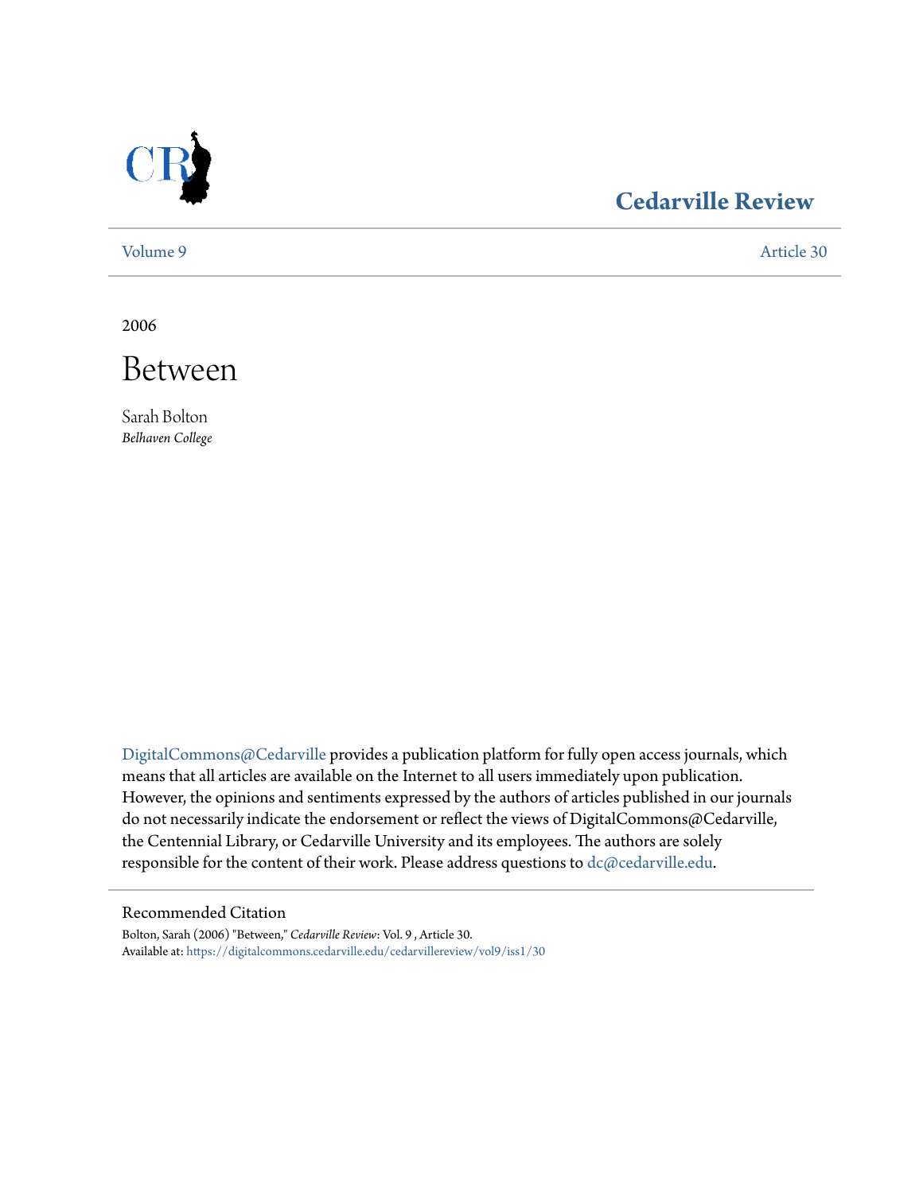# Cedarville Review

Volume 9 Article 30

2006

# Between

Sarah Bolton
*Belhaven College*

DigitalCommons@Cedarville provides a publication platform for fully open access journals, which means that all articles are available on the Internet to all users immediately upon publication. However, the opinions and sentiments expressed by the authors of articles published in our journals do not necessarily indicate the endorsement or reflect the views of DigitalCommons@Cedarville, the Centennial Library, or Cedarville University and its employees. The authors are solely responsible for the content of their work. Please address questions to dc@cedarville.edu.

## Recommended Citation

Bolton, Sarah (2006) "Between," *Cedarville Review*: Vol. 9 , Article 30.
Available at: https://digitalcommons.cedarville.edu/cedarvillereview/vol9/iss1/30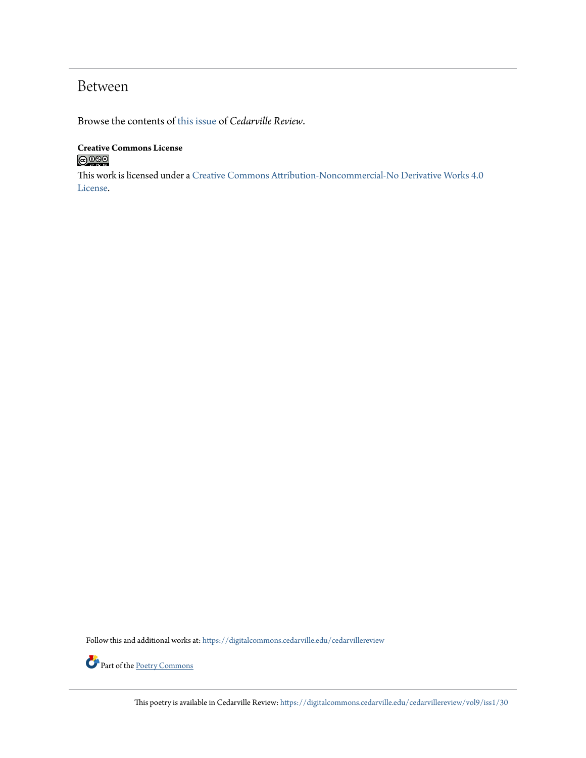# Between

Browse the contents of this issue of *Cedarville Review*.

**Creative Commons License**

This work is licensed under a Creative Commons Attribution-Noncommercial-No Derivative Works 4.0 License.

Follow this and additional works at: https://digitalcommons.cedarville.edu/cedarvillereview

Part of the Poetry Commons

This poetry is available in Cedarville Review: https://digitalcommons.cedarville.edu/cedarvillereview/vol9/iss1/30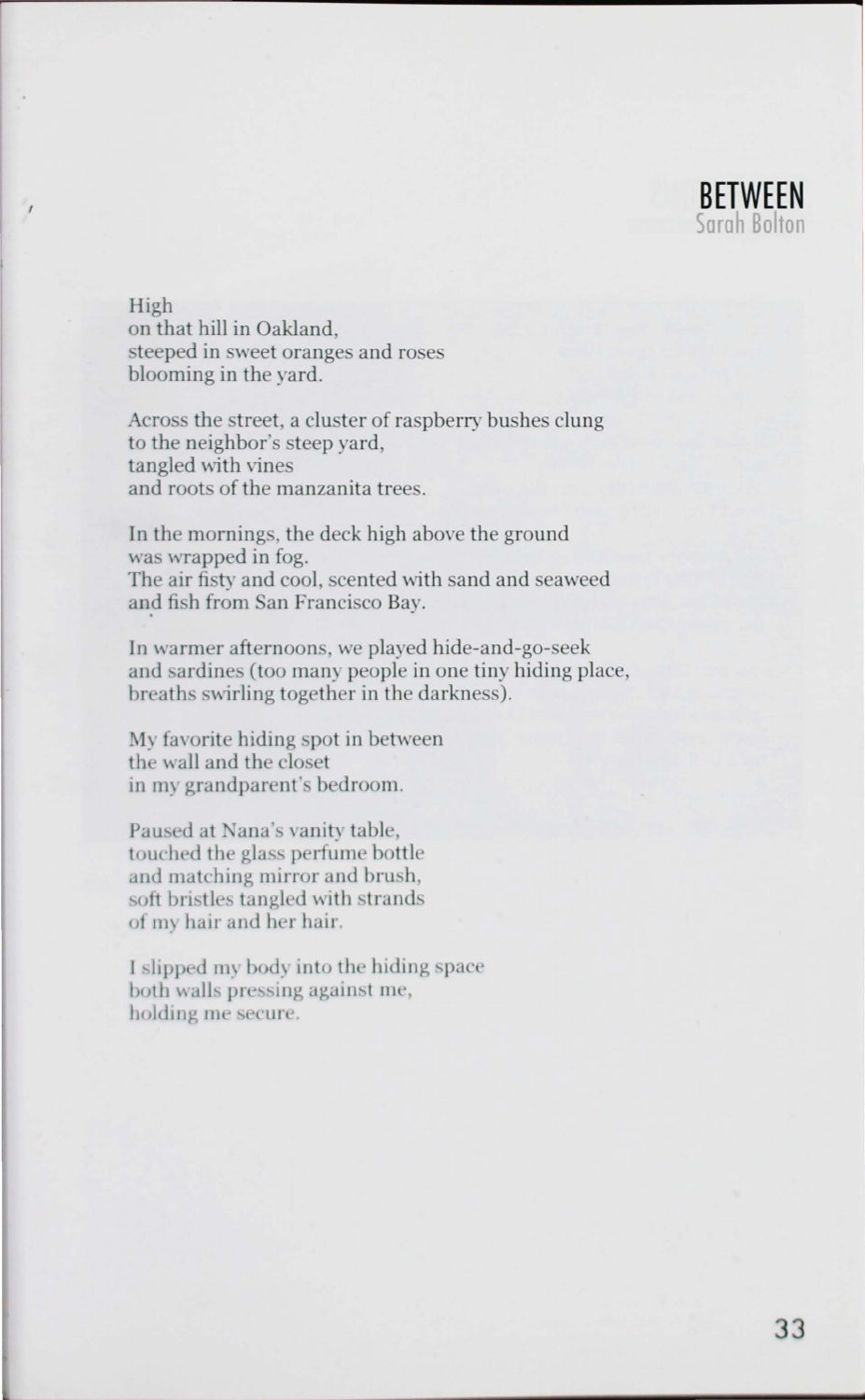# BETWEEN

Sarah Bolton

High
on that hill in Oakland,
steeped in sweet oranges and roses
blooming in the yard.

Across the street, a cluster of raspberry bushes clung
to the neighbor's steep yard,
tangled with vines
and roots of the manzanita trees.

In the mornings, the deck high above the ground
was wrapped in fog.
The air fisty and cool, scented with sand and seaweed
and fish from San Francisco Bay.

In warmer afternoons, we played hide-and-go-seek
and sardines (too many people in one tiny hiding place,
breaths swirling together in the darkness).

My favorite hiding spot in between
the wall and the closet
in my grandparent's bedroom.

Paused at Nana's vanity table,
touched the glass perfume bottle
and matching mirror and brush,
soft bristles tangled with strands
of my hair and her hair.

I slipped my body into the hiding space
both walls pressing against me,
holding me secure.